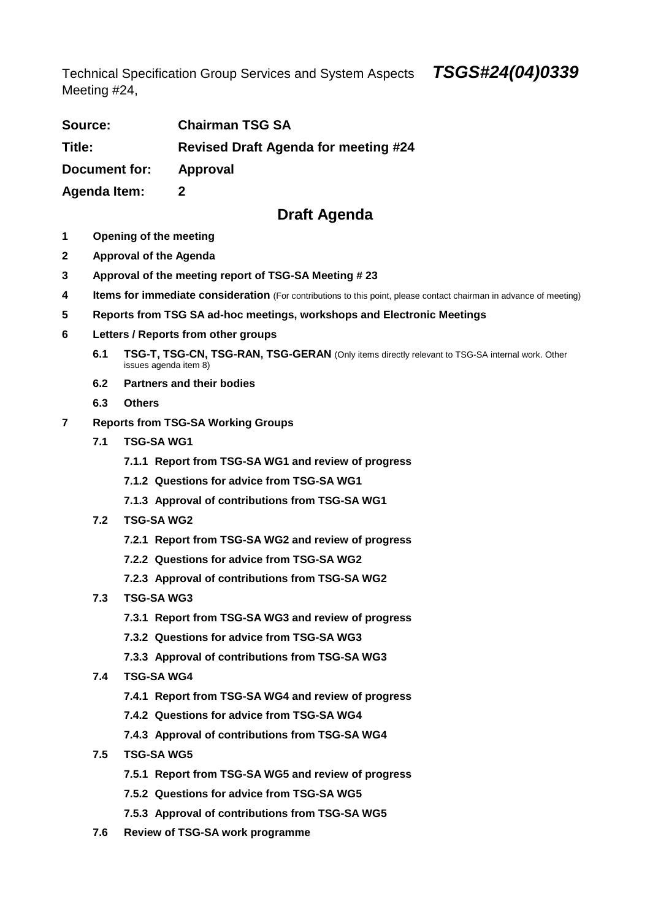Technical Specification Group Services and System Aspects Meeting #24, ***TSGS#24(04)0339***

**Source:** **Chairman TSG SA**

**Title:** **Revised Draft Agenda for meeting #24**

**Document for:** **Approval**

**Agenda Item:** **2**

## Draft Agenda

**1 Opening of the meeting**

**2 Approval of the Agenda**

**3 Approval of the meeting report of TSG-SA Meeting # 23**

**4 Items for immediate consideration** (For contributions to this point, please contact chairman in advance of meeting)

**5 Reports from TSG SA ad-hoc meetings, workshops and Electronic Meetings**

**6 Letters / Reports from other groups**

- **6.1 TSG-T, TSG-CN, TSG-RAN, TSG-GERAN** (Only items directly relevant to TSG-SA internal work. Other issues agenda item 8)
- **6.2 Partners and their bodies**
- **6.3 Others**

**7 Reports from TSG-SA Working Groups**

- **7.1 TSG-SA WG1**
  - **7.1.1 Report from TSG-SA WG1 and review of progress**
  - **7.1.2 Questions for advice from TSG-SA WG1**
  - **7.1.3 Approval of contributions from TSG-SA WG1**
- **7.2 TSG-SA WG2**
  - **7.2.1 Report from TSG-SA WG2 and review of progress**
  - **7.2.2 Questions for advice from TSG-SA WG2**
  - **7.2.3 Approval of contributions from TSG-SA WG2**
- **7.3 TSG-SA WG3**
  - **7.3.1 Report from TSG-SA WG3 and review of progress**
  - **7.3.2 Questions for advice from TSG-SA WG3**
  - **7.3.3 Approval of contributions from TSG-SA WG3**
- **7.4 TSG-SA WG4**
  - **7.4.1 Report from TSG-SA WG4 and review of progress**
  - **7.4.2 Questions for advice from TSG-SA WG4**
  - **7.4.3 Approval of contributions from TSG-SA WG4**
- **7.5 TSG-SA WG5**
  - **7.5.1 Report from TSG-SA WG5 and review of progress**
  - **7.5.2 Questions for advice from TSG-SA WG5**
  - **7.5.3 Approval of contributions from TSG-SA WG5**
- **7.6 Review of TSG-SA work programme**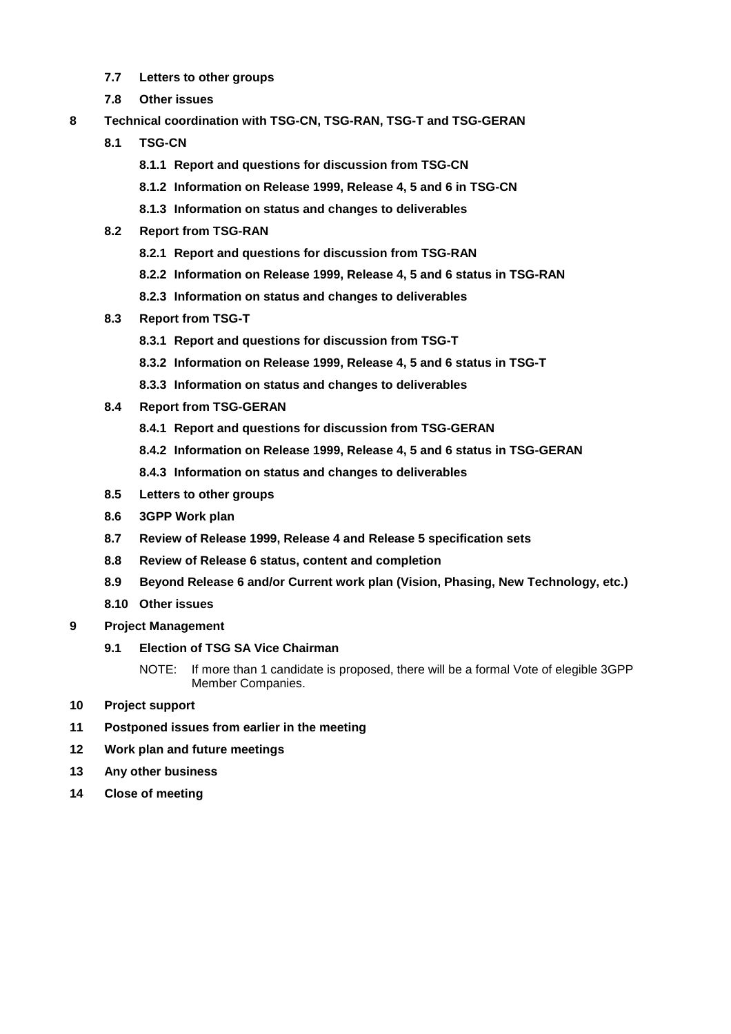**7.7 Letters to other groups**

**7.8 Other issues**

**8 Technical coordination with TSG-CN, TSG-RAN, TSG-T and TSG-GERAN**

**8.1 TSG-CN**

**8.1.1 Report and questions for discussion from TSG-CN**

**8.1.2 Information on Release 1999, Release 4, 5 and 6 in TSG-CN**

**8.1.3 Information on status and changes to deliverables**

**8.2 Report from TSG-RAN**

**8.2.1 Report and questions for discussion from TSG-RAN**

**8.2.2 Information on Release 1999, Release 4, 5 and 6 status in TSG-RAN**

**8.2.3 Information on status and changes to deliverables**

**8.3 Report from TSG-T**

**8.3.1 Report and questions for discussion from TSG-T**

**8.3.2 Information on Release 1999, Release 4, 5 and 6 status in TSG-T**

**8.3.3 Information on status and changes to deliverables**

**8.4 Report from TSG-GERAN**

**8.4.1 Report and questions for discussion from TSG-GERAN**

**8.4.2 Information on Release 1999, Release 4, 5 and 6 status in TSG-GERAN**

**8.4.3 Information on status and changes to deliverables**

**8.5 Letters to other groups**

**8.6 3GPP Work plan**

**8.7 Review of Release 1999, Release 4 and Release 5 specification sets**

**8.8 Review of Release 6 status, content and completion**

**8.9 Beyond Release 6 and/or Current work plan (Vision, Phasing, New Technology, etc.)**

**8.10 Other issues**

**9 Project Management**

**9.1 Election of TSG SA Vice Chairman**

NOTE: If more than 1 candidate is proposed, there will be a formal Vote of elegible 3GPP Member Companies.

**10 Project support**

**11 Postponed issues from earlier in the meeting**

**12 Work plan and future meetings**

**13 Any other business**

**14 Close of meeting**